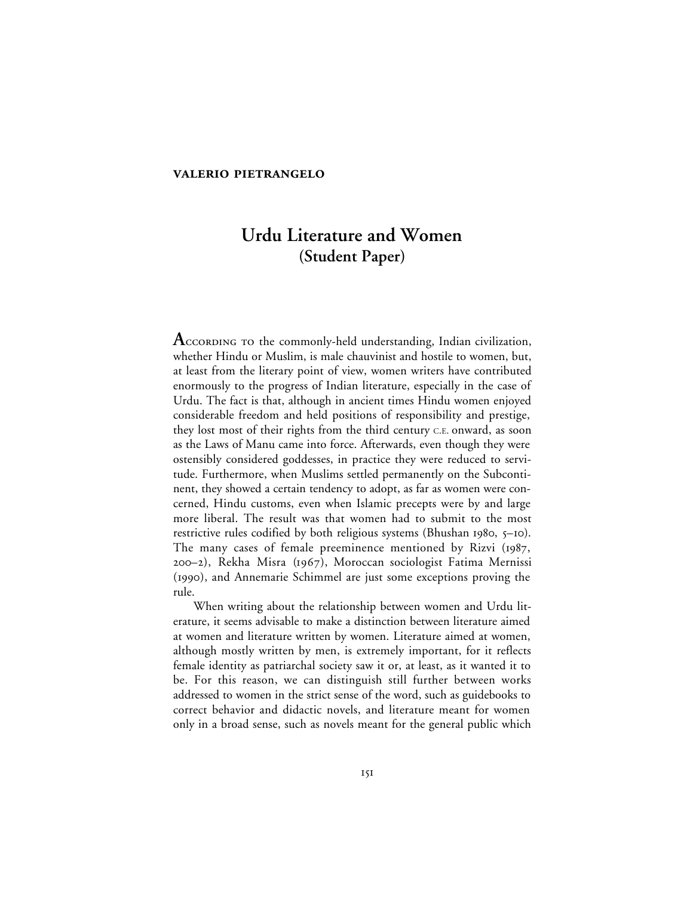**VALERIO PIETRANGELO**

# Urdu Literature and Women
## (Student Paper)

According to the commonly-held understanding, Indian civilization, whether Hindu or Muslim, is male chauvinist and hostile to women, but, at least from the literary point of view, women writers have contributed enormously to the progress of Indian literature, especially in the case of Urdu. The fact is that, although in ancient times Hindu women enjoyed considerable freedom and held positions of responsibility and prestige, they lost most of their rights from the third century C.E. onward, as soon as the Laws of Manu came into force. Afterwards, even though they were ostensibly considered goddesses, in practice they were reduced to servitude. Furthermore, when Muslims settled permanently on the Subcontinent, they showed a certain tendency to adopt, as far as women were concerned, Hindu customs, even when Islamic precepts were by and large more liberal. The result was that women had to submit to the most restrictive rules codified by both religious systems (Bhushan 1980, 5–10). The many cases of female preeminence mentioned by Rizvi (1987, 200–2), Rekha Misra (1967), Moroccan sociologist Fatima Mernissi (1990), and Annemarie Schimmel are just some exceptions proving the rule.

When writing about the relationship between women and Urdu literature, it seems advisable to make a distinction between literature aimed at women and literature written by women. Literature aimed at women, although mostly written by men, is extremely important, for it reflects female identity as patriarchal society saw it or, at least, as it wanted it to be. For this reason, we can distinguish still further between works addressed to women in the strict sense of the word, such as guidebooks to correct behavior and didactic novels, and literature meant for women only in a broad sense, such as novels meant for the general public which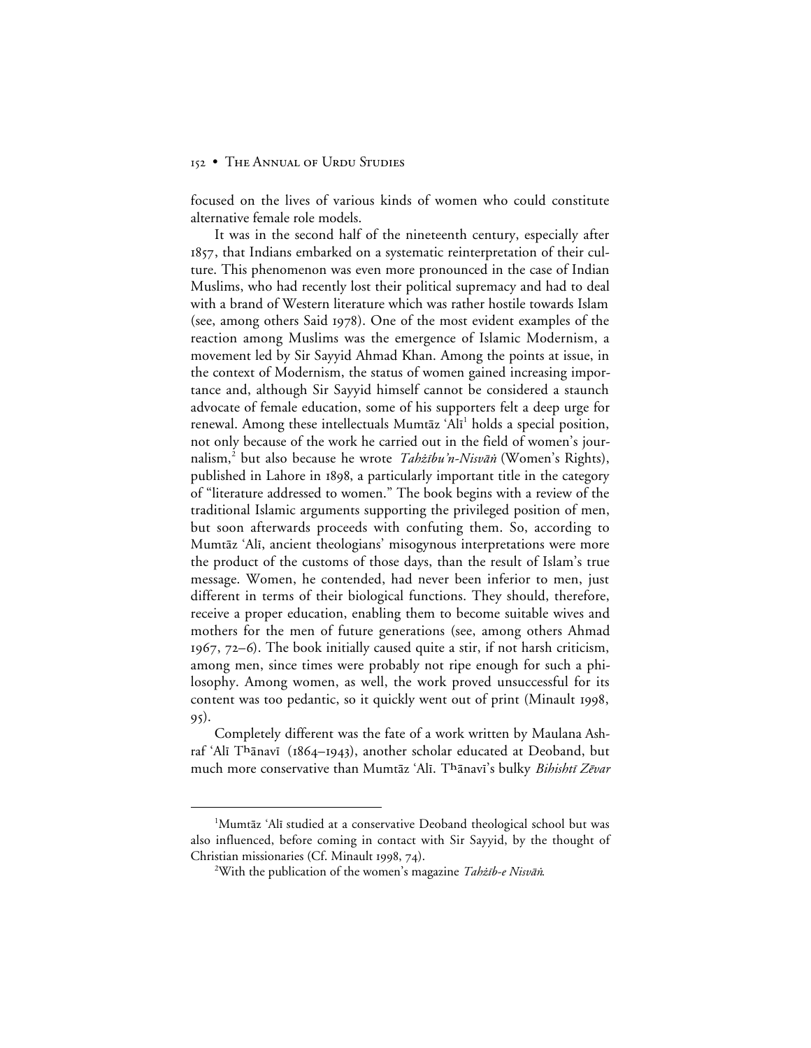focused on the lives of various kinds of women who could constitute alternative female role models.

It was in the second half of the nineteenth century, especially after 1857, that Indians embarked on a systematic reinterpretation of their culture. This phenomenon was even more pronounced in the case of Indian Muslims, who had recently lost their political supremacy and had to deal with a brand of Western literature which was rather hostile towards Islam (see, among others Said 1978). One of the most evident examples of the reaction among Muslims was the emergence of Islamic Modernism, a movement led by Sir Sayyid Ahmad Khan. Among the points at issue, in the context of Modernism, the status of women gained increasing importance and, although Sir Sayyid himself cannot be considered a staunch advocate of female education, some of his supporters felt a deep urge for renewal. Among these intellectuals Mumtāz ʿAlī[1] holds a special position, not only because of the work he carried out in the field of women's journalism,[2] but also because he wrote *Tahżību'n-Nisvāṅ* (Women's Rights), published in Lahore in 1898, a particularly important title in the category of "literature addressed to women." The book begins with a review of the traditional Islamic arguments supporting the privileged position of men, but soon afterwards proceeds with confuting them. So, according to Mumtāz ʿAlī, ancient theologians' misogynous interpretations were more the product of the customs of those days, than the result of Islam's true message. Women, he contended, had never been inferior to men, just different in terms of their biological functions. They should, therefore, receive a proper education, enabling them to become suitable wives and mothers for the men of future generations (see, among others Ahmad 1967, 72–6). The book initially caused quite a stir, if not harsh criticism, among men, since times were probably not ripe enough for such a philosophy. Among women, as well, the work proved unsuccessful for its content was too pedantic, so it quickly went out of print (Minault 1998, 95).

Completely different was the fate of a work written by Maulana Ashraf ʿAlī Tʰānavī (1864–1943), another scholar educated at Deoband, but much more conservative than Mumtāz ʿAlī. Tʰānavī's bulky *Bihishtī Zēvar*

---

[1]Mumtāz ʿAlī studied at a conservative Deoband theological school but was also influenced, before coming in contact with Sir Sayyid, by the thought of Christian missionaries (Cf. Minault 1998, 74).

[2]With the publication of the women's magazine *Tahżīb-e Nisvāṅ*.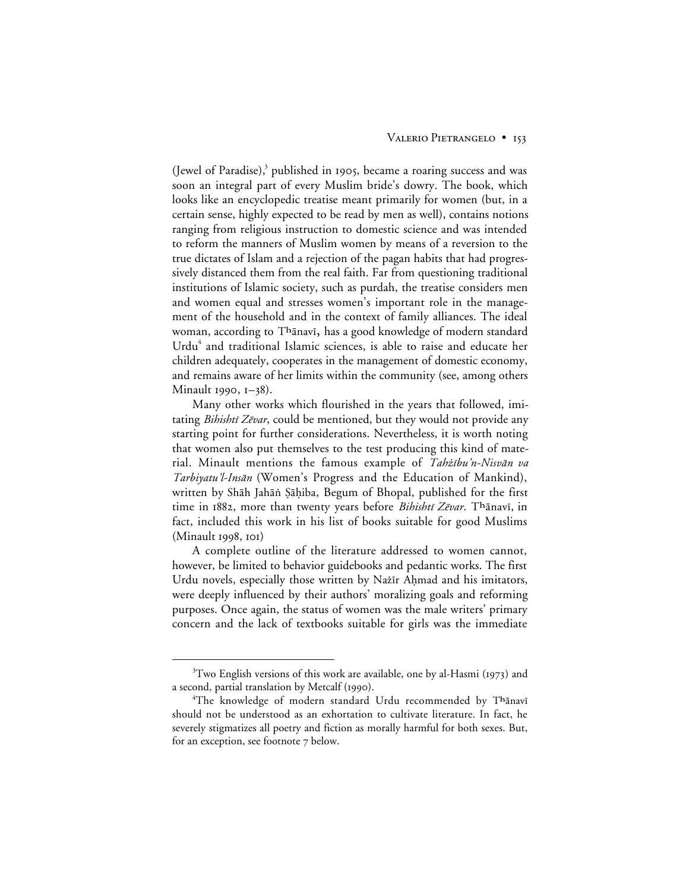(Jewel of Paradise),[3] published in 1905, became a roaring success and was soon an integral part of every Muslim bride's dowry. The book, which looks like an encyclopedic treatise meant primarily for women (but, in a certain sense, highly expected to be read by men as well), contains notions ranging from religious instruction to domestic science and was intended to reform the manners of Muslim women by means of a reversion to the true dictates of Islam and a rejection of the pagan habits that had progressively distanced them from the real faith. Far from questioning traditional institutions of Islamic society, such as purdah, the treatise considers men and women equal and stresses women's important role in the management of the household and in the context of family alliances. The ideal woman, according to Tʰānavī, has a good knowledge of modern standard Urdu[4] and traditional Islamic sciences, is able to raise and educate her children adequately, cooperates in the management of domestic economy, and remains aware of her limits within the community (see, among others Minault 1990, 1–38).

Many other works which flourished in the years that followed, imitating *Bihishtī Zēvar*, could be mentioned, but they would not provide any starting point for further considerations. Nevertheless, it is worth noting that women also put themselves to the test producing this kind of material. Minault mentions the famous example of *Tahżību'n-Nisvān va Tarbiyatu'l-Insān* (Women's Progress and the Education of Mankind), written by Shāh Jahāṅ Ṣāḥiba, Begum of Bhopal, published for the first time in 1882, more than twenty years before *Bihishtī Zēvar*. Tʰānavī, in fact, included this work in his list of books suitable for good Muslims (Minault 1998, 101)

A complete outline of the literature addressed to women cannot, however, be limited to behavior guidebooks and pedantic works. The first Urdu novels, especially those written by Nażīr Aḥmad and his imitators, were deeply influenced by their authors' moralizing goals and reforming purposes. Once again, the status of women was the male writers' primary concern and the lack of textbooks suitable for girls was the immediate

---

[3] Two English versions of this work are available, one by al-Hasmi (1973) and a second, partial translation by Metcalf (1990).

[4] The knowledge of modern standard Urdu recommended by Tʰānavī should not be understood as an exhortation to cultivate literature. In fact, he severely stigmatizes all poetry and fiction as morally harmful for both sexes. But, for an exception, see footnote 7 below.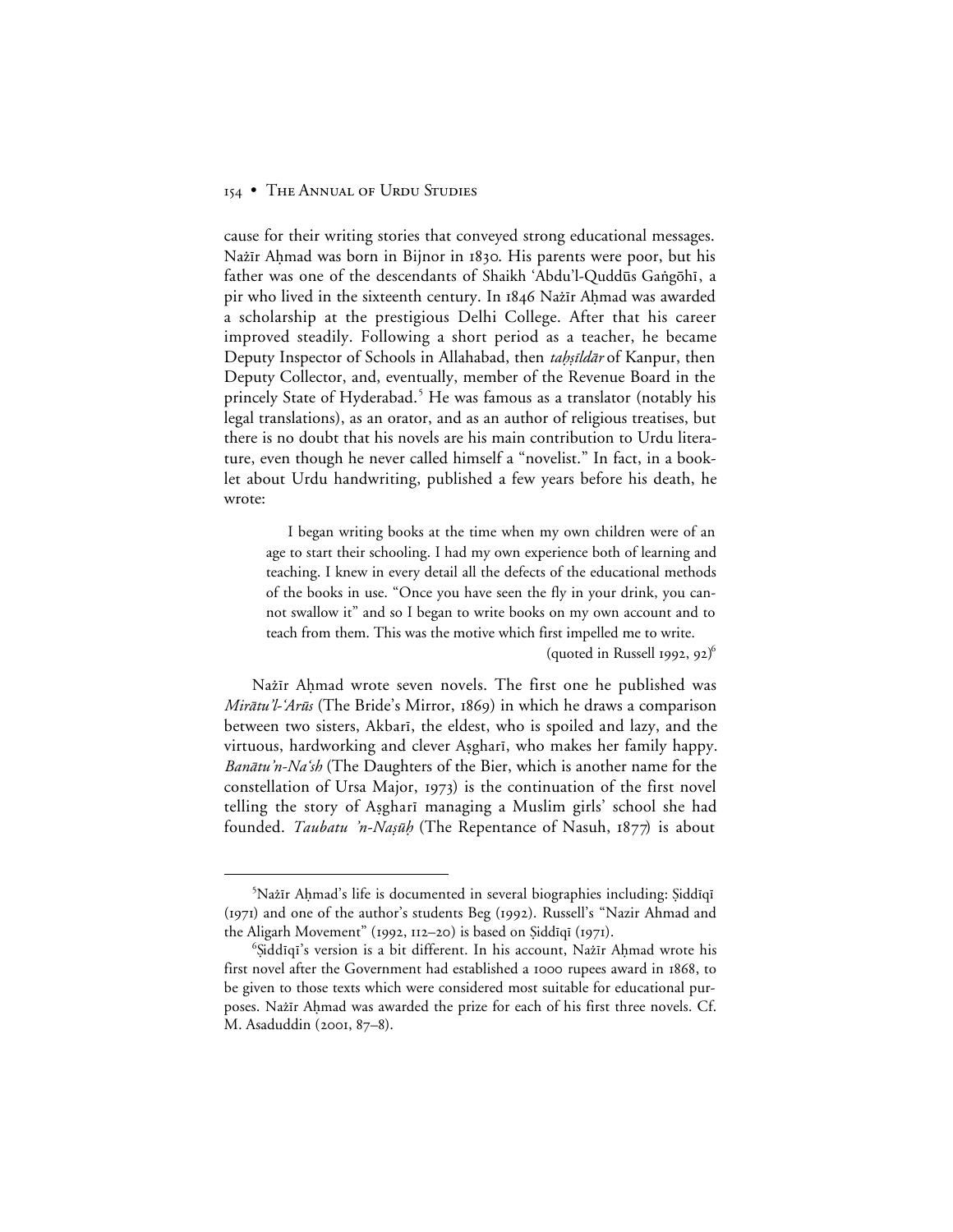cause for their writing stories that conveyed strong educational messages. Nażīr Aḥmad was born in Bijnor in 1830. His parents were poor, but his father was one of the descendants of Shaikh ʿAbdu'l-Quddūs Gaṅgōhī, a pir who lived in the sixteenth century. In 1846 Nażīr Aḥmad was awarded a scholarship at the prestigious Delhi College. After that his career improved steadily. Following a short period as a teacher, he became Deputy Inspector of Schools in Allahabad, then *taḥṣīldār* of Kanpur, then Deputy Collector, and, eventually, member of the Revenue Board in the princely State of Hyderabad.[5] He was famous as a translator (notably his legal translations), as an orator, and as an author of religious treatises, but there is no doubt that his novels are his main contribution to Urdu literature, even though he never called himself a "novelist." In fact, in a booklet about Urdu handwriting, published a few years before his death, he wrote:

> I began writing books at the time when my own children were of an age to start their schooling. I had my own experience both of learning and teaching. I knew in every detail all the defects of the educational methods of the books in use. "Once you have seen the fly in your drink, you cannot swallow it" and so I began to write books on my own account and to teach from them. This was the motive which first impelled me to write.
>
> (quoted in Russell 1992, 92)[6]

Nażīr Aḥmad wrote seven novels. The first one he published was *Mirātu'l-ʿArūs* (The Bride's Mirror, 1869) in which he draws a comparison between two sisters, Akbarī, the eldest, who is spoiled and lazy, and the virtuous, hardworking and clever Aṣgharī, who makes her family happy. *Banātu'n-Naʿsh* (The Daughters of the Bier, which is another name for the constellation of Ursa Major, 1973) is the continuation of the first novel telling the story of Aṣgharī managing a Muslim girls' school she had founded. *Taubatu 'n-Naṣūḥ* (The Repentance of Nasuh, 1877) is about

---

[5]Nażīr Aḥmad's life is documented in several biographies including: Ṣiddīqī (1971) and one of the author's students Beg (1992). Russell's "Nazir Ahmad and the Aligarh Movement" (1992, 112–20) is based on Ṣiddīqī (1971).

[6]Ṣiddīqī's version is a bit different. In his account, Nażīr Aḥmad wrote his first novel after the Government had established a 1000 rupees award in 1868, to be given to those texts which were considered most suitable for educational purposes. Nażīr Aḥmad was awarded the prize for each of his first three novels. Cf. M. Asaduddin (2001, 87–8).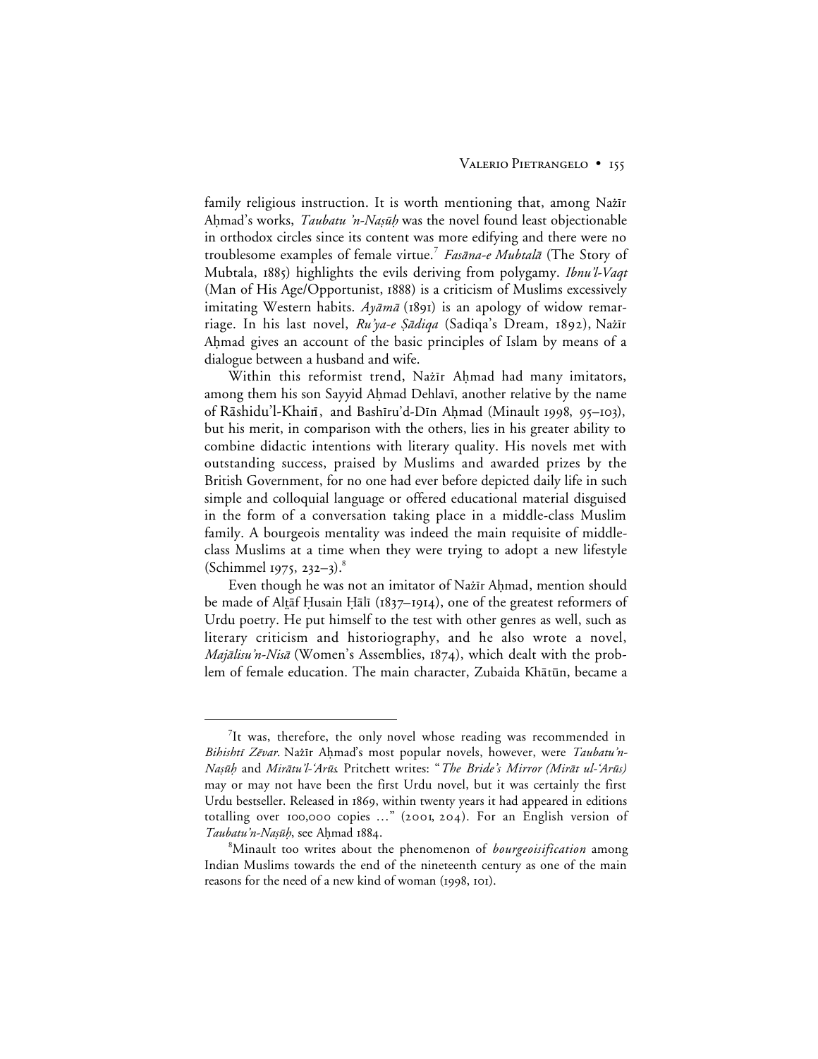family religious instruction. It is worth mentioning that, among Nażīr Aḥmad's works, *Taubatu 'n-Naṣūḥ* was the novel found least objectionable in orthodox circles since its content was more edifying and there were no troublesome examples of female virtue.[7] *Fasāna-e Mubtalā* (The Story of Mubtala, 1885) highlights the evils deriving from polygamy. *Ibnu'l-Vaqt* (Man of His Age/Opportunist, 1888) is a criticism of Muslims excessively imitating Western habits. *Ayāmā* (1891) is an apology of widow remarriage. In his last novel, *Ru'ya-e Ṣādiqa* (Sadiqa's Dream, 1892), Nażīr Aḥmad gives an account of the basic principles of Islam by means of a dialogue between a husband and wife.

Within this reformist trend, Nażīr Aḥmad had many imitators, among them his son Sayyid Aḥmad Dehlavī, another relative by the name of Rāshidu'l-Khairī, and Bashīru'd-Dīn Aḥmad (Minault 1998, 95–103), but his merit, in comparison with the others, lies in his greater ability to combine didactic intentions with literary quality. His novels met with outstanding success, praised by Muslims and awarded prizes by the British Government, for no one had ever before depicted daily life in such simple and colloquial language or offered educational material disguised in the form of a conversation taking place in a middle-class Muslim family. A bourgeois mentality was indeed the main requisite of middle-class Muslims at a time when they were trying to adopt a new lifestyle (Schimmel 1975, 232–3).[8]

Even though he was not an imitator of Nażīr Aḥmad, mention should be made of Alṭāf Ḥusain Ḥālī (1837–1914), one of the greatest reformers of Urdu poetry. He put himself to the test with other genres as well, such as literary criticism and historiography, and he also wrote a novel, *Majālisu'n-Nisā* (Women's Assemblies, 1874), which dealt with the problem of female education. The main character, Zubaida Khātūn, became a

---

[7]It was, therefore, the only novel whose reading was recommended in *Bihishtī Zēvar*. Nażīr Aḥmad's most popular novels, however, were *Taubatu'n-Naṣūḥ* and *Mirātu'l-'Arūs*. Pritchett writes: "*The Bride's Mirror (Mirāt ul-'Arūs)* may or may not have been the first Urdu novel, but it was certainly the first Urdu bestseller. Released in 1869, within twenty years it had appeared in editions totalling over 100,000 copies ..." (2001, 204). For an English version of *Taubatu'n-Naṣūḥ*, see Aḥmad 1884.

[8]Minault too writes about the phenomenon of *bourgeoisification* among Indian Muslims towards the end of the nineteenth century as one of the main reasons for the need of a new kind of woman (1998, 101).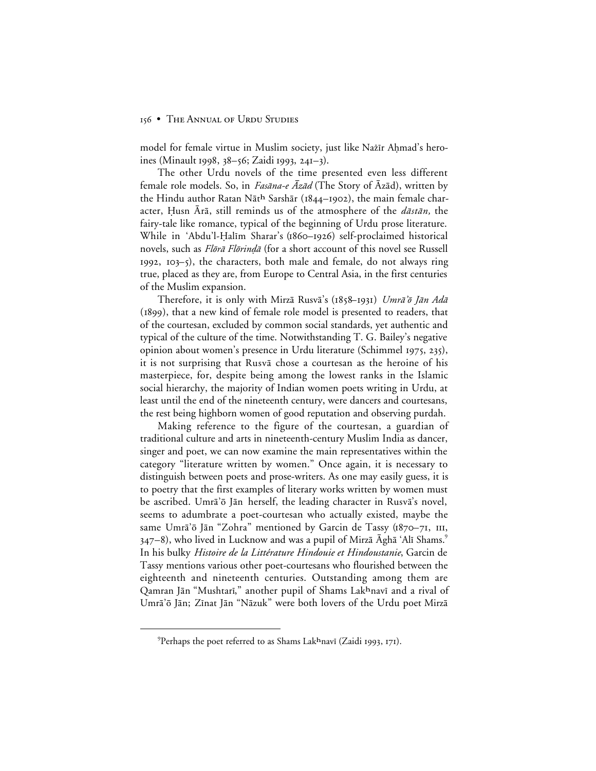model for female virtue in Muslim society, just like Nażīr Aḥmad's heroines (Minault 1998, 38–56; Zaidi 1993, 241–3).

The other Urdu novels of the time presented even less different female role models. So, in *Fasāna-e Āzād* (The Story of Āzād), written by the Hindu author Ratan Nātʰ Sarshār (1844–1902), the main female character, Ḥusn Ārā, still reminds us of the atmosphere of the *dāstān,* the fairy-tale like romance, typical of the beginning of Urdu prose literature. While in 'Abdu'l-Ḥalīm Sharar's (1860–1926) self-proclaimed historical novels, such as *Flōrā Flōrinḍā* (for a short account of this novel see Russell 1992, 103–5), the characters, both male and female, do not always ring true, placed as they are, from Europe to Central Asia, in the first centuries of the Muslim expansion.

Therefore, it is only with Mirzā Rusvā's (1858–1931) *Umrā'ō Jān Adā* (1899), that a new kind of female role model is presented to readers, that of the courtesan, excluded by common social standards, yet authentic and typical of the culture of the time. Notwithstanding T. G. Bailey's negative opinion about women's presence in Urdu literature (Schimmel 1975, 235), it is not surprising that Rusvā chose a courtesan as the heroine of his masterpiece, for, despite being among the lowest ranks in the Islamic social hierarchy, the majority of Indian women poets writing in Urdu, at least until the end of the nineteenth century, were dancers and courtesans, the rest being highborn women of good reputation and observing purdah.

Making reference to the figure of the courtesan, a guardian of traditional culture and arts in nineteenth-century Muslim India as dancer, singer and poet, we can now examine the main representatives within the category "literature written by women." Once again, it is necessary to distinguish between poets and prose-writers. As one may easily guess, it is to poetry that the first examples of literary works written by women must be ascribed. Umrā'ō Jān herself, the leading character in Rusvā's novel, seems to adumbrate a poet-courtesan who actually existed, maybe the same Umrā'ō Jān "Zohra" mentioned by Garcin de Tassy (1870–71, III, 347–8), who lived in Lucknow and was a pupil of Mirzā Āghā 'Alī Shams.[9] In his bulky *Histoire de la Littérature Hindouie et Hindoustanie*, Garcin de Tassy mentions various other poet-courtesans who flourished between the eighteenth and nineteenth centuries. Outstanding among them are Qamran Jān "Mushtarī," another pupil of Shams Lakʰnavī and a rival of Umrā'ō Jān; Zīnat Jān "Nāzuk" were both lovers of the Urdu poet Mirzā

---

[9]Perhaps the poet referred to as Shams Lakʰnavī (Zaidi 1993, 171).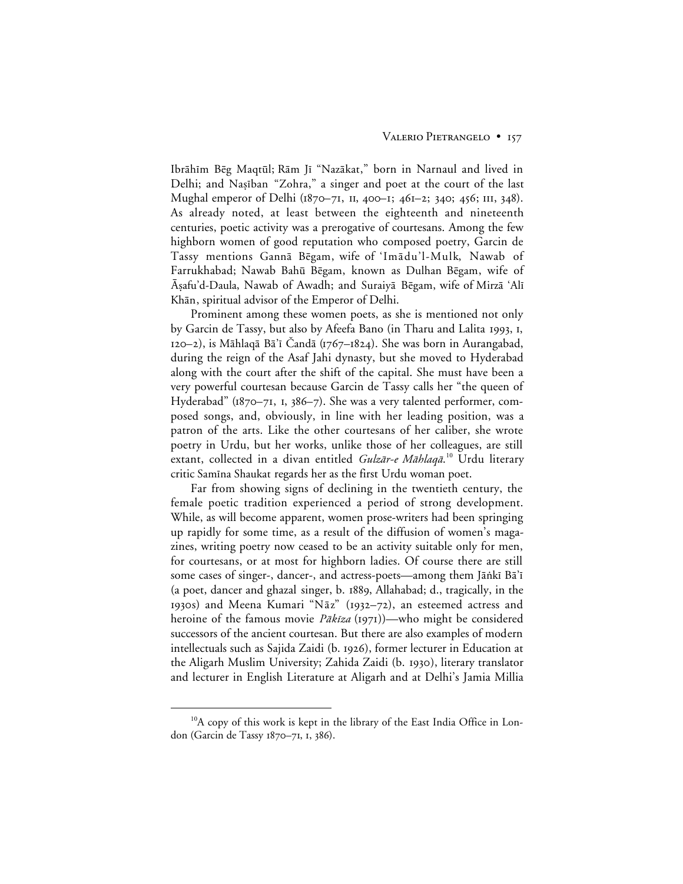Ibrāhīm Bēg Maqtūl; Rām Jī "Nazākat," born in Narnaul and lived in Delhi; and Naṣīban "Zohra," a singer and poet at the court of the last Mughal emperor of Delhi (1870–71, II, 400–1; 461–2; 340; 456; III, 348). As already noted, at least between the eighteenth and nineteenth centuries, poetic activity was a prerogative of courtesans. Among the few highborn women of good reputation who composed poetry, Garcin de Tassy mentions Gannā Bēgam, wife of 'Imādu'l-Mulk, Nawab of Farrukhabad; Nawab Bahū Bēgam, known as Dulhan Bēgam, wife of Āṣafu'd-Daula, Nawab of Awadh; and Suraiyā Bēgam, wife of Mirzā 'Alī Khān, spiritual advisor of the Emperor of Delhi.

Prominent among these women poets, as she is mentioned not only by Garcin de Tassy, but also by Afeefa Bano (in Tharu and Lalita 1993, I, 120–2), is Māhlaqā Bā'ī Čandā (1767–1824). She was born in Aurangabad, during the reign of the Asaf Jahi dynasty, but she moved to Hyderabad along with the court after the shift of the capital. She must have been a very powerful courtesan because Garcin de Tassy calls her "the queen of Hyderabad" (1870–71, I, 386–7). She was a very talented performer, composed songs, and, obviously, in line with her leading position, was a patron of the arts. Like the other courtesans of her caliber, she wrote poetry in Urdu, but her works, unlike those of her colleagues, are still extant, collected in a divan entitled *Gulzār-e Māhlaqā*.[10] Urdu literary critic Samīna Shaukat regards her as the first Urdu woman poet.

Far from showing signs of declining in the twentieth century, the female poetic tradition experienced a period of strong development. While, as will become apparent, women prose-writers had been springing up rapidly for some time, as a result of the diffusion of women's magazines, writing poetry now ceased to be an activity suitable only for men, for courtesans, or at most for highborn ladies. Of course there are still some cases of singer-, dancer-, and actress-poets—among them Jāṅkī Bā'ī (a poet, dancer and ghazal singer, b. 1889, Allahabad; d., tragically, in the 1930s) and Meena Kumari "Nāz" (1932–72), an esteemed actress and heroine of the famous movie *Pākīza* (1971))—who might be considered successors of the ancient courtesan. But there are also examples of modern intellectuals such as Sajida Zaidi (b. 1926), former lecturer in Education at the Aligarh Muslim University; Zahida Zaidi (b. 1930), literary translator and lecturer in English Literature at Aligarh and at Delhi's Jamia Millia

[10]A copy of this work is kept in the library of the East India Office in London (Garcin de Tassy 1870–71, I, 386).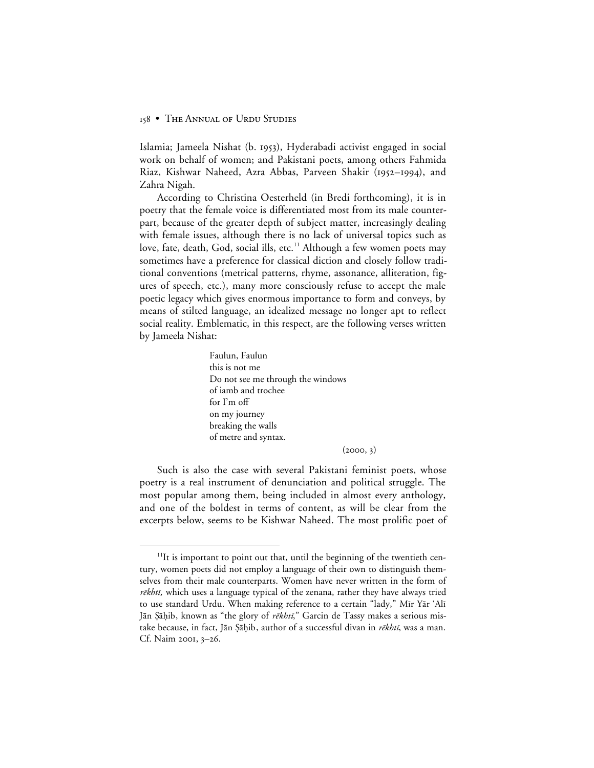Islamia; Jameela Nishat (b. 1953), Hyderabadi activist engaged in social work on behalf of women; and Pakistani poets, among others Fahmida Riaz, Kishwar Naheed, Azra Abbas, Parveen Shakir (1952–1994), and Zahra Nigah.

According to Christina Oesterheld (in Bredi forthcoming), it is in poetry that the female voice is differentiated most from its male counterpart, because of the greater depth of subject matter, increasingly dealing with female issues, although there is no lack of universal topics such as love, fate, death, God, social ills, etc.[11] Although a few women poets may sometimes have a preference for classical diction and closely follow traditional conventions (metrical patterns, rhyme, assonance, alliteration, figures of speech, etc.), many more consciously refuse to accept the male poetic legacy which gives enormous importance to form and conveys, by means of stilted language, an idealized message no longer apt to reflect social reality. Emblematic, in this respect, are the following verses written by Jameela Nishat:

> Faulun, Faulun
> this is not me
> Do not see me through the windows
> of iamb and trochee
> for I'm off
> on my journey
> breaking the walls
> of metre and syntax.
>
> (2000, 3)

Such is also the case with several Pakistani feminist poets, whose poetry is a real instrument of denunciation and political struggle. The most popular among them, being included in almost every anthology, and one of the boldest in terms of content, as will be clear from the excerpts below, seems to be Kishwar Naheed. The most prolific poet of

---

[11]It is important to point out that, until the beginning of the twentieth century, women poets did not employ a language of their own to distinguish themselves from their male counterparts. Women have never written in the form of *rēkhtī,* which uses a language typical of the zenana, rather they have always tried to use standard Urdu. When making reference to a certain "lady," Mīr Yār ʿAlī Jān Ṣāḥib, known as "the glory of *rēkhtī*," Garcin de Tassy makes a serious mistake because, in fact, Jān Ṣāḥib, author of a successful divan in *rēkhtī*, was a man. Cf. Naim 2001, 3–26.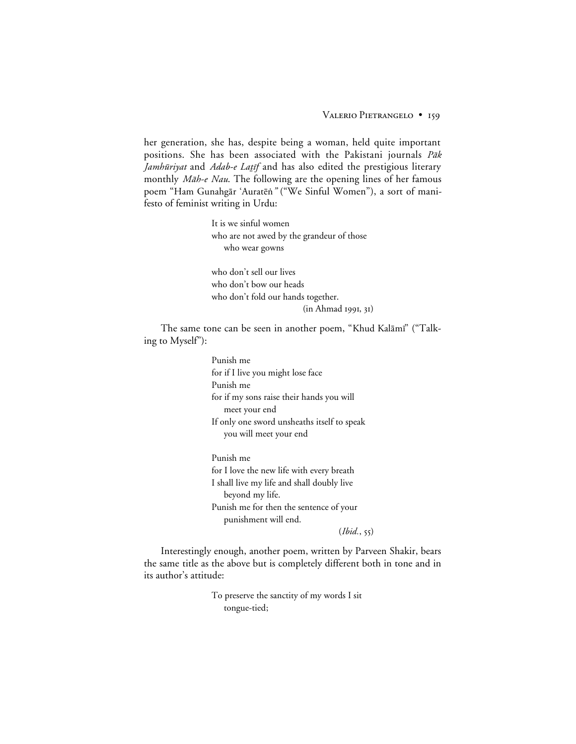her generation, she has, despite being a woman, held quite important positions. She has been associated with the Pakistani journals *Pāk Jamhūriyat* and *Adab-e Laṭīf* and has also edited the prestigious literary monthly *Māh-e Nau*. The following are the opening lines of her famous poem "Ham Gunahgār ʿAuratēṅ" ("We Sinful Women"), a sort of manifesto of feminist writing in Urdu:

> It is we sinful women
> who are not awed by the grandeur of those
>     who wear gowns
>
> who don't sell our lives
> who don't bow our heads
> who don't fold our hands together.
>
> (in Ahmad 1991, 31)

The same tone can be seen in another poem, "Khud Kalāmī" ("Talking to Myself"):

> Punish me
> for if I live you might lose face
> Punish me
> for if my sons raise their hands you will
>     meet your end
> If only one sword unsheaths itself to speak
>     you will meet your end
>
> Punish me
> for I love the new life with every breath
> I shall live my life and shall doubly live
>     beyond my life.
> Punish me for then the sentence of your
>     punishment will end.
>
> (*Ibid.*, 55)

Interestingly enough, another poem, written by Parveen Shakir, bears the same title as the above but is completely different both in tone and in its author's attitude:

> To preserve the sanctity of my words I sit
>     tongue-tied;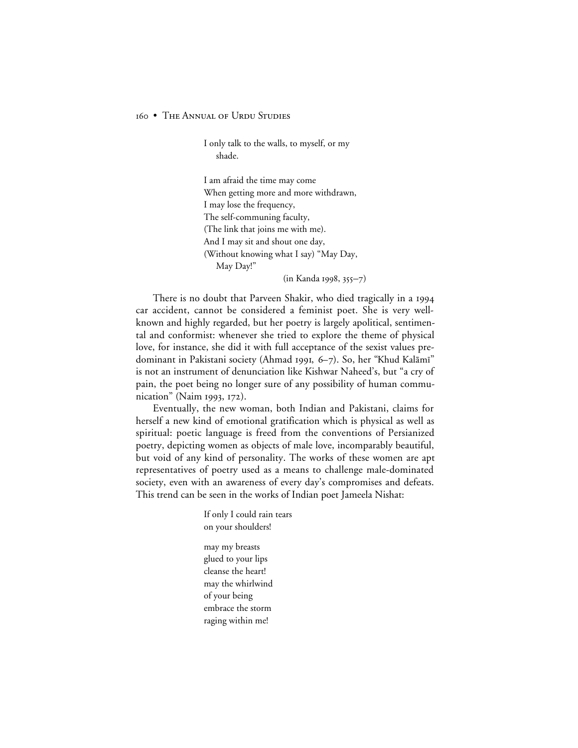I only talk to the walls, to myself, or my
    shade.

I am afraid the time may come
When getting more and more withdrawn,
I may lose the frequency,
The self-communing faculty,
(The link that joins me with me).
And I may sit and shout one day,
(Without knowing what I say) "May Day,
    May Day!"

(in Kanda 1998, 355–7)

There is no doubt that Parveen Shakir, who died tragically in a 1994 car accident, cannot be considered a feminist poet. She is very well-known and highly regarded, but her poetry is largely apolitical, sentimental and conformist: whenever she tried to explore the theme of physical love, for instance, she did it with full acceptance of the sexist values predominant in Pakistani society (Ahmad 1991, 6–7). So, her "Khud Kalāmī" is not an instrument of denunciation like Kishwar Naheed's, but "a cry of pain, the poet being no longer sure of any possibility of human communication" (Naim 1993, 172).

Eventually, the new woman, both Indian and Pakistani, claims for herself a new kind of emotional gratification which is physical as well as spiritual: poetic language is freed from the conventions of Persianized poetry, depicting women as objects of male love, incomparably beautiful, but void of any kind of personality. The works of these women are apt representatives of poetry used as a means to challenge male-dominated society, even with an awareness of every day's compromises and defeats. This trend can be seen in the works of Indian poet Jameela Nishat:

If only I could rain tears
on your shoulders!

may my breasts
glued to your lips
cleanse the heart!
may the whirlwind
of your being
embrace the storm
raging within me!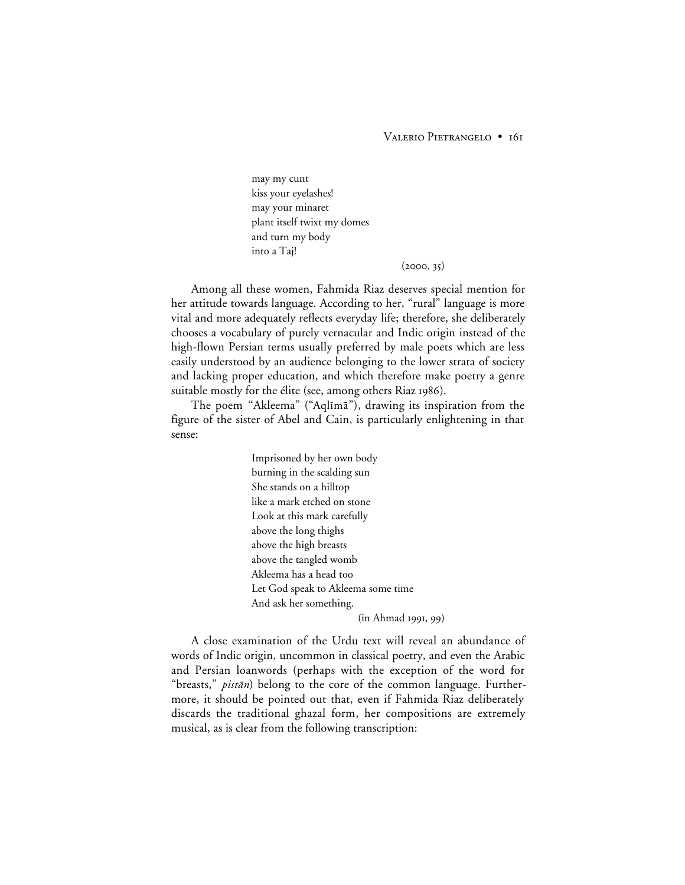may my cunt  
kiss your eyelashes!  
may your minaret  
plant itself twixt my domes  
and turn my body  
into a Taj!

(2000, 35)

Among all these women, Fahmida Riaz deserves special mention for her attitude towards language. According to her, "rural" language is more vital and more adequately reflects everyday life; therefore, she deliberately chooses a vocabulary of purely vernacular and Indic origin instead of the high-flown Persian terms usually preferred by male poets which are less easily understood by an audience belonging to the lower strata of society and lacking proper education, and which therefore make poetry a genre suitable mostly for the élite (see, among others Riaz 1986).

The poem "Akleema" ("Aqlīmā"), drawing its inspiration from the figure of the sister of Abel and Cain, is particularly enlightening in that sense:

Imprisoned by her own body  
burning in the scalding sun  
She stands on a hilltop  
like a mark etched on stone  
Look at this mark carefully  
above the long thighs  
above the high breasts  
above the tangled womb  
Akleema has a head too  
Let God speak to Akleema some time  
And ask her something.

(in Ahmad 1991, 99)

A close examination of the Urdu text will reveal an abundance of words of Indic origin, uncommon in classical poetry, and even the Arabic and Persian loanwords (perhaps with the exception of the word for "breasts," *pistān*) belong to the core of the common language. Furthermore, it should be pointed out that, even if Fahmida Riaz deliberately discards the traditional ghazal form, her compositions are extremely musical, as is clear from the following transcription: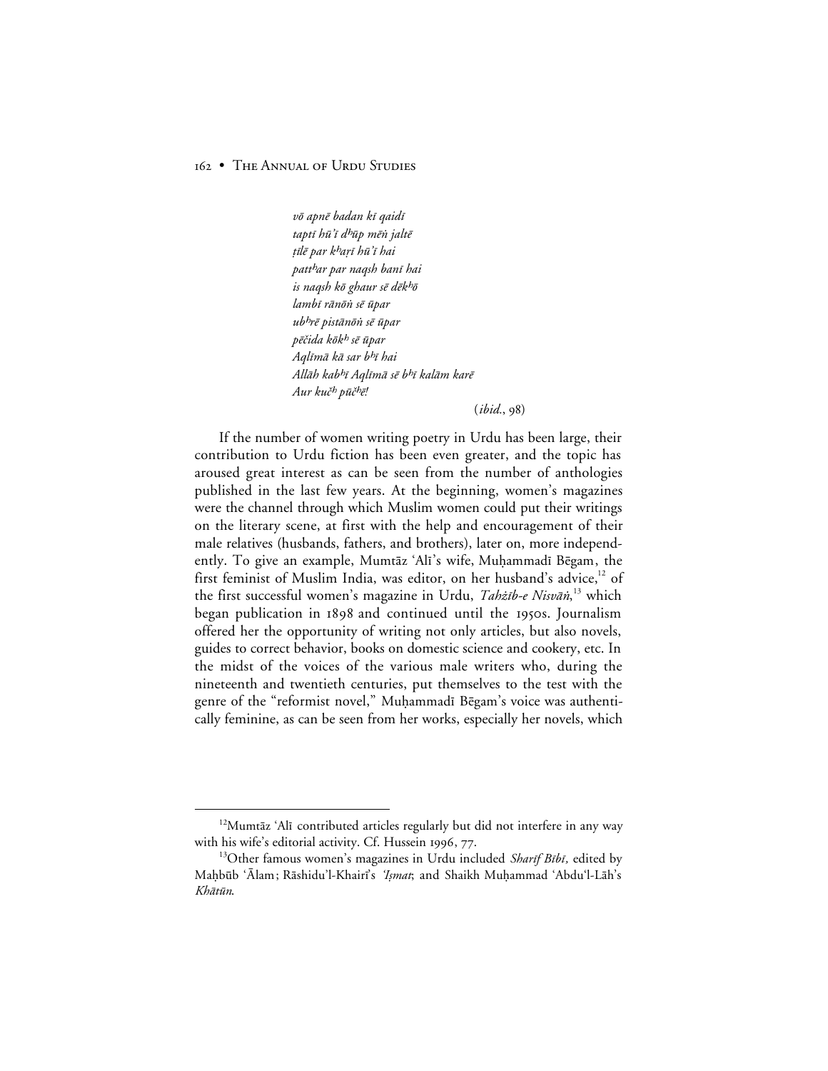*vō apnē badan kī qaidī*
*taptī hū'ī dʰūp mēṅ jaltē*
*ṭīlē par kʰaṛī hū'ī hai*
*pattʰar par naqsh banī hai*
*is naqsh kō ghaur sē dēkʰō*
*lambī rānōṅ sē ūpar*
*ubʰrē pistānōṅ sē ūpar*
*pēčida kōkʰ sē ūpar*
*Aqlīmā kā sar bʰī hai*
*Allāh kabʰī Aqlīmā sē bʰī kalām karē*
*Aur kučʰ pūčʰē!*

(*ibid.*, 98)

If the number of women writing poetry in Urdu has been large, their contribution to Urdu fiction has been even greater, and the topic has aroused great interest as can be seen from the number of anthologies published in the last few years. At the beginning, women's magazines were the channel through which Muslim women could put their writings on the literary scene, at first with the help and encouragement of their male relatives (husbands, fathers, and brothers), later on, more independently. To give an example, Mumtāz 'Alī's wife, Muḥammadī Bēgam, the first feminist of Muslim India, was editor, on her husband's advice,[12] of the first successful women's magazine in Urdu, *Tahżīb-e Nisvāṅ*,[13] which began publication in 1898 and continued until the 1950s. Journalism offered her the opportunity of writing not only articles, but also novels, guides to correct behavior, books on domestic science and cookery, etc. In the midst of the voices of the various male writers who, during the nineteenth and twentieth centuries, put themselves to the test with the genre of the "reformist novel," Muḥammadī Bēgam's voice was authentically feminine, as can be seen from her works, especially her novels, which

---

[12] Mumtāz 'Alī contributed articles regularly but did not interfere in any way with his wife's editorial activity. Cf. Hussein 1996, 77.

[13] Other famous women's magazines in Urdu included *Sharīf Bībī*, edited by Maḥbūb 'Ālam; Rāshidu'l-Khairī's *'Iṣmat*; and Shaikh Muḥammad 'Abdu'l-Lāh's *Khātūn*.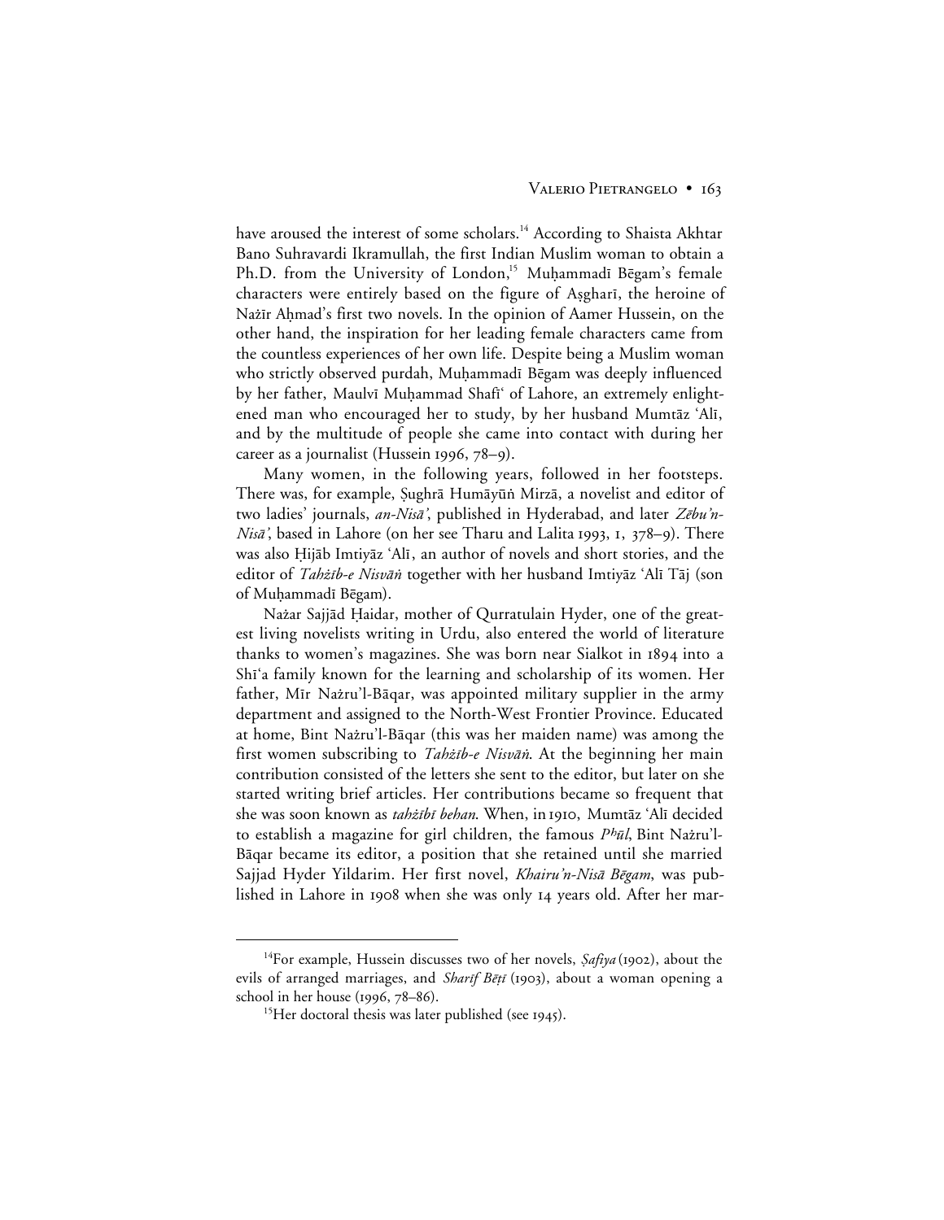have aroused the interest of some scholars.[14] According to Shaista Akhtar Bano Suhravardi Ikramullah, the first Indian Muslim woman to obtain a Ph.D. from the University of London,[15] Muḥammadī Bēgam's female characters were entirely based on the figure of Aṣgharī, the heroine of Nażīr Aḥmad's first two novels. In the opinion of Aamer Hussein, on the other hand, the inspiration for her leading female characters came from the countless experiences of her own life. Despite being a Muslim woman who strictly observed purdah, Muḥammadī Bēgam was deeply influenced by her father, Maulvī Muḥammad Shafī' of Lahore, an extremely enlightened man who encouraged her to study, by her husband Mumtāz 'Alī, and by the multitude of people she came into contact with during her career as a journalist (Hussein 1996, 78–9).

Many women, in the following years, followed in her footsteps. There was, for example, Ṣughrā Humāyūṅ Mirzā, a novelist and editor of two ladies' journals, *an-Nisā'*, published in Hyderabad, and later *Zēbu'n-Nisā'*, based in Lahore (on her see Tharu and Lalita 1993, 1, 378–9). There was also Ḥijāb Imtiyāz 'Alī, an author of novels and short stories, and the editor of *Tahżīb-e Nisvāṅ* together with her husband Imtiyāz 'Alī Tāj (son of Muḥammadī Bēgam).

Nażar Sajjād Ḥaidar, mother of Qurratulain Hyder, one of the greatest living novelists writing in Urdu, also entered the world of literature thanks to women's magazines. She was born near Sialkot in 1894 into a Shī'a family known for the learning and scholarship of its women. Her father, Mīr Nażru'l-Bāqar, was appointed military supplier in the army department and assigned to the North-West Frontier Province. Educated at home, Bint Nażru'l-Bāqar (this was her maiden name) was among the first women subscribing to *Tahżīb-e Nisvāṅ*. At the beginning her main contribution consisted of the letters she sent to the editor, but later on she started writing brief articles. Her contributions became so frequent that she was soon known as *tahżībī behan*. When, in 1910, Mumtāz 'Alī decided to establish a magazine for girl children, the famous *Pʰūl*, Bint Nażru'l-Bāqar became its editor, a position that she retained until she married Sajjad Hyder Yildarim. Her first novel, *Khairu'n-Nisā Bēgam*, was published in Lahore in 1908 when she was only 14 years old. After her mar-

---

[14] For example, Hussein discusses two of her novels, *Ṣafiya* (1902), about the evils of arranged marriages, and *Sharīf Bēṭī* (1903), about a woman opening a school in her house (1996, 78–86).

[15] Her doctoral thesis was later published (see 1945).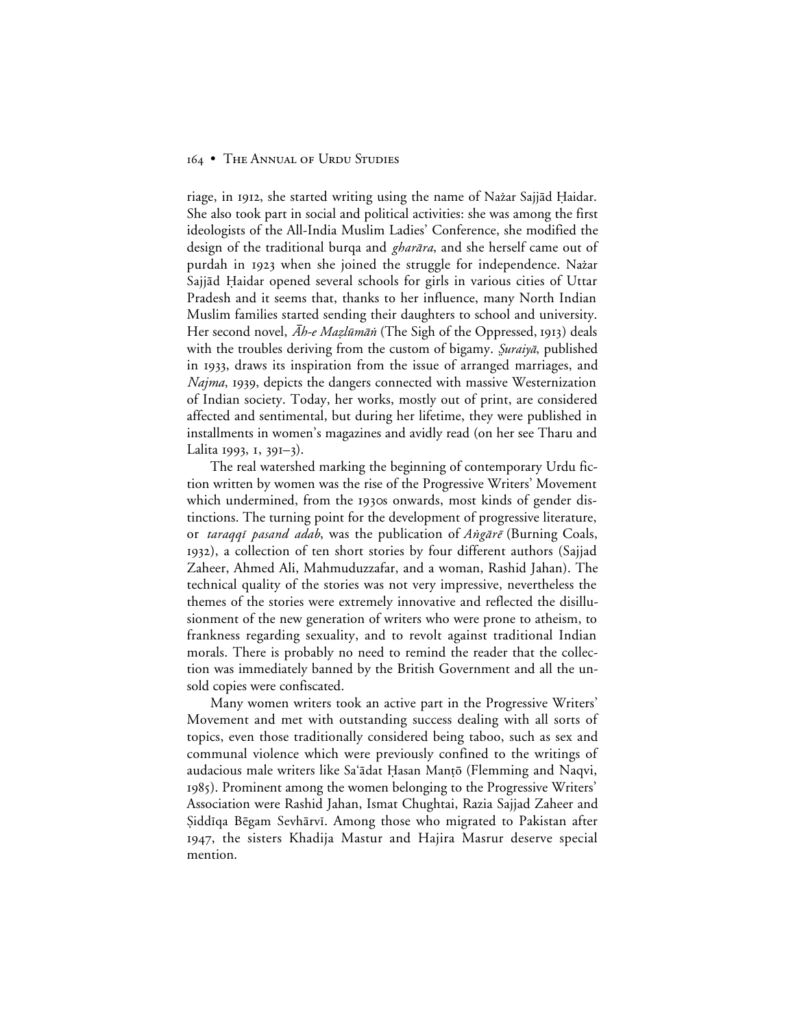riage, in 1912, she started writing using the name of Nażar Sajjād Ḥaidar. She also took part in social and political activities: she was among the first ideologists of the All-India Muslim Ladies' Conference, she modified the design of the traditional burqa and *gharāra*, and she herself came out of purdah in 1923 when she joined the struggle for independence. Nażar Sajjād Ḥaidar opened several schools for girls in various cities of Uttar Pradesh and it seems that, thanks to her influence, many North Indian Muslim families started sending their daughters to school and university. Her second novel, *Āh-e Maẓlūmāṅ* (The Sigh of the Oppressed, 1913) deals with the troubles deriving from the custom of bigamy. *Ṣuraiyā*, published in 1933, draws its inspiration from the issue of arranged marriages, and *Najma*, 1939, depicts the dangers connected with massive Westernization of Indian society. Today, her works, mostly out of print, are considered affected and sentimental, but during her lifetime, they were published in installments in women's magazines and avidly read (on her see Tharu and Lalita 1993, 1, 391–3).

The real watershed marking the beginning of contemporary Urdu fiction written by women was the rise of the Progressive Writers' Movement which undermined, from the 1930s onwards, most kinds of gender distinctions. The turning point for the development of progressive literature, or *taraqqī pasand adab*, was the publication of *Aṅgārē* (Burning Coals, 1932), a collection of ten short stories by four different authors (Sajjad Zaheer, Ahmed Ali, Mahmuduzzafar, and a woman, Rashid Jahan). The technical quality of the stories was not very impressive, nevertheless the themes of the stories were extremely innovative and reflected the disillusionment of the new generation of writers who were prone to atheism, to frankness regarding sexuality, and to revolt against traditional Indian morals. There is probably no need to remind the reader that the collection was immediately banned by the British Government and all the unsold copies were confiscated.

Many women writers took an active part in the Progressive Writers' Movement and met with outstanding success dealing with all sorts of topics, even those traditionally considered being taboo, such as sex and communal violence which were previously confined to the writings of audacious male writers like Sa'ādat Ḥasan Manṭō (Flemming and Naqvi, 1985). Prominent among the women belonging to the Progressive Writers' Association were Rashid Jahan, Ismat Chughtai, Razia Sajjad Zaheer and Ṣiddīqa Bēgam Sevhārvī. Among those who migrated to Pakistan after 1947, the sisters Khadija Mastur and Hajira Masrur deserve special mention.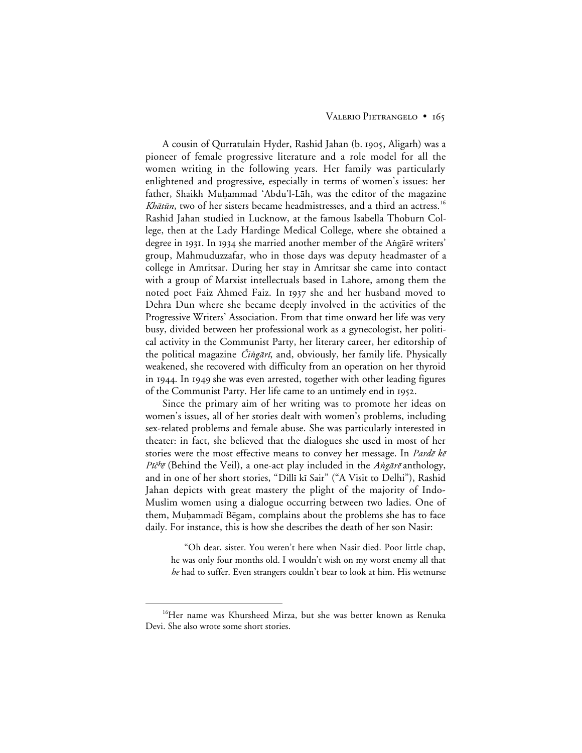A cousin of Qurratulain Hyder, Rashid Jahan (b. 1905, Aligarh) was a pioneer of female progressive literature and a role model for all the women writing in the following years. Her family was particularly enlightened and progressive, especially in terms of women's issues: her father, Shaikh Muḥammad 'Abdu'l-Lāh, was the editor of the magazine *Khātūn*, two of her sisters became headmistresses, and a third an actress.[16] Rashid Jahan studied in Lucknow, at the famous Isabella Thoburn College, then at the Lady Hardinge Medical College, where she obtained a degree in 1931. In 1934 she married another member of the Aṅgārē writers' group, Mahmuduzzafar, who in those days was deputy headmaster of a college in Amritsar. During her stay in Amritsar she came into contact with a group of Marxist intellectuals based in Lahore, among them the noted poet Faiz Ahmed Faiz. In 1937 she and her husband moved to Dehra Dun where she became deeply involved in the activities of the Progressive Writers' Association. From that time onward her life was very busy, divided between her professional work as a gynecologist, her political activity in the Communist Party, her literary career, her editorship of the political magazine *Čiṅgārī*, and, obviously, her family life. Physically weakened, she recovered with difficulty from an operation on her thyroid in 1944. In 1949 she was even arrested, together with other leading figures of the Communist Party. Her life came to an untimely end in 1952.

Since the primary aim of her writing was to promote her ideas on women's issues, all of her stories dealt with women's problems, including sex-related problems and female abuse. She was particularly interested in theater: in fact, she believed that the dialogues she used in most of her stories were the most effective means to convey her message. In *Pardē kē Pīčʰē* (Behind the Veil), a one-act play included in the *Aṅgārē* anthology, and in one of her short stories, "Dillī kī Sair" ("A Visit to Delhi"), Rashid Jahan depicts with great mastery the plight of the majority of Indo-Muslim women using a dialogue occurring between two ladies. One of them, Muḥammadī Bēgam, complains about the problems she has to face daily. For instance, this is how she describes the death of her son Nasir:

> "Oh dear, sister. You weren't here when Nasir died. Poor little chap, he was only four months old. I wouldn't wish on my worst enemy all that *he* had to suffer. Even strangers couldn't bear to look at him. His wetnurse

[16] Her name was Khursheed Mirza, but she was better known as Renuka Devi. She also wrote some short stories.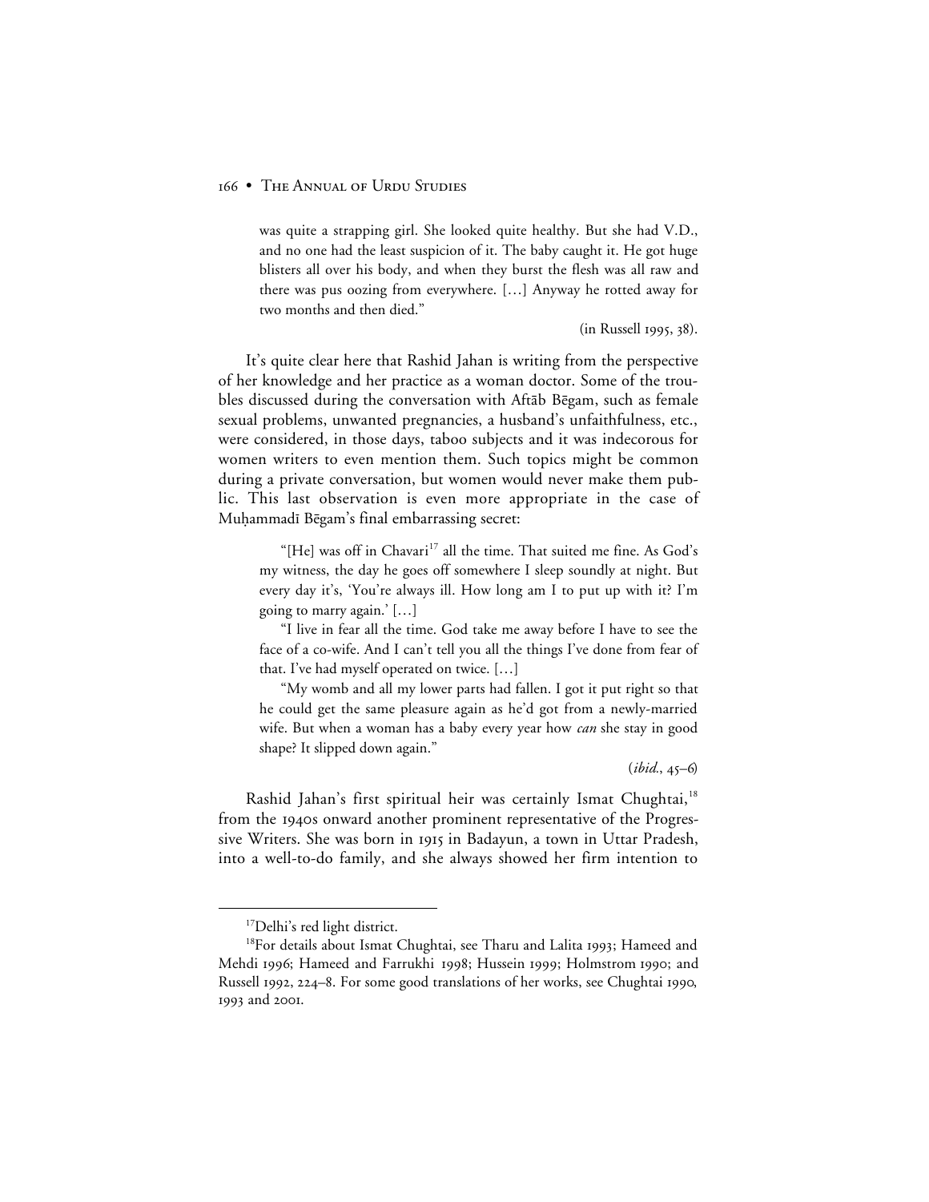was quite a strapping girl. She looked quite healthy. But she had V.D., and no one had the least suspicion of it. The baby caught it. He got huge blisters all over his body, and when they burst the flesh was all raw and there was pus oozing from everywhere. […] Anyway he rotted away for two months and then died."

(in Russell 1995, 38).

It's quite clear here that Rashid Jahan is writing from the perspective of her knowledge and her practice as a woman doctor. Some of the troubles discussed during the conversation with Aftāb Bēgam, such as female sexual problems, unwanted pregnancies, a husband's unfaithfulness, etc., were considered, in those days, taboo subjects and it was indecorous for women writers to even mention them. Such topics might be common during a private conversation, but women would never make them public. This last observation is even more appropriate in the case of Muḥammadī Bēgam's final embarrassing secret:

> "[He] was off in Chavari[17] all the time. That suited me fine. As God's my witness, the day he goes off somewhere I sleep soundly at night. But every day it's, 'You're always ill. How long am I to put up with it? I'm going to marry again.' […]
>
> "I live in fear all the time. God take me away before I have to see the face of a co-wife. And I can't tell you all the things I've done from fear of that. I've had myself operated on twice. […]
>
> "My womb and all my lower parts had fallen. I got it put right so that he could get the same pleasure again as he'd got from a newly-married wife. But when a woman has a baby every year how *can* she stay in good shape? It slipped down again."
>
> (*ibid.*, 45–6)

Rashid Jahan's first spiritual heir was certainly Ismat Chughtai,[18] from the 1940s onward another prominent representative of the Progressive Writers. She was born in 1915 in Badayun, a town in Uttar Pradesh, into a well-to-do family, and she always showed her firm intention to

---

[17]Delhi's red light district.

[18]For details about Ismat Chughtai, see Tharu and Lalita 1993; Hameed and Mehdi 1996; Hameed and Farrukhi 1998; Hussein 1999; Holmstrom 1990; and Russell 1992, 224–8. For some good translations of her works, see Chughtai 1990, 1993 and 2001.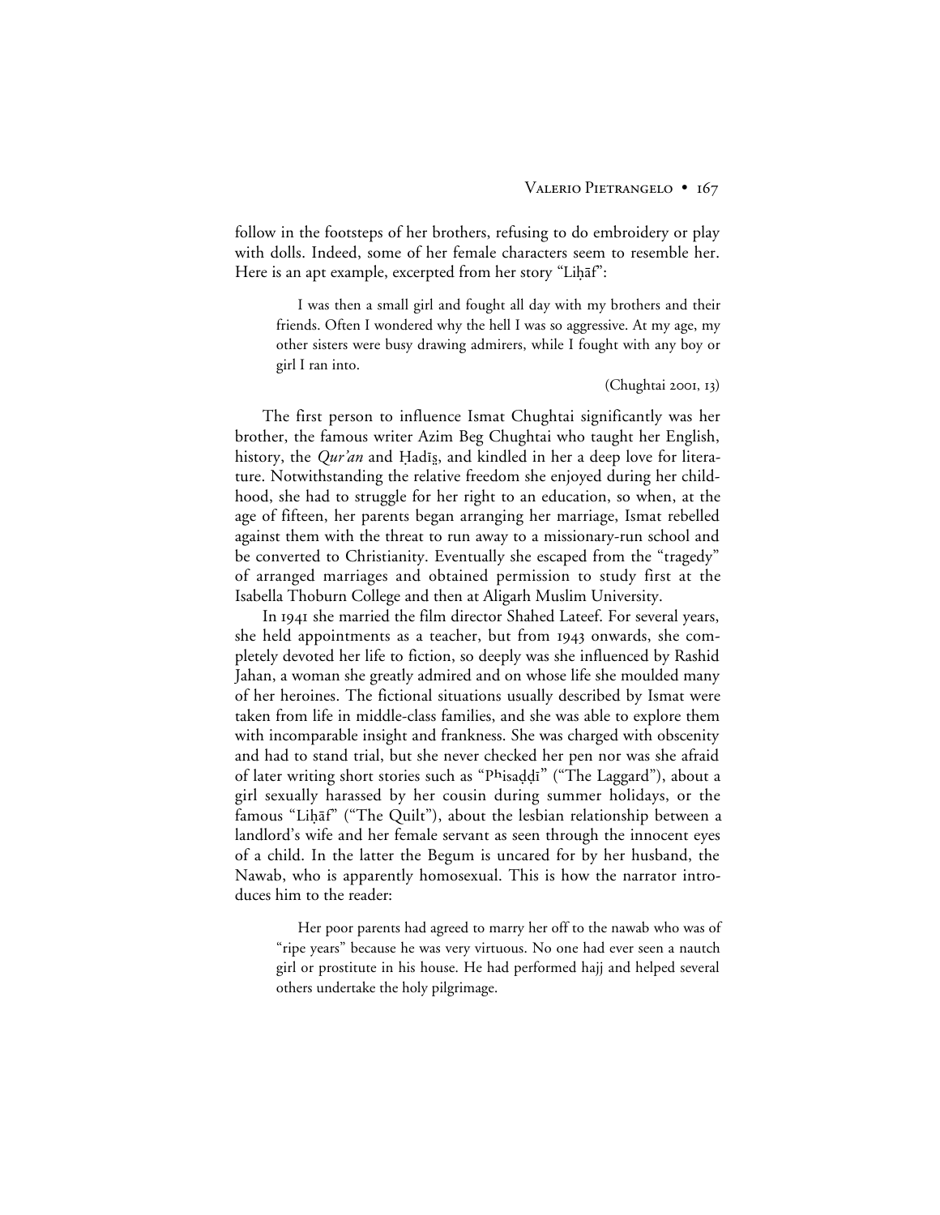follow in the footsteps of her brothers, refusing to do embroidery or play with dolls. Indeed, some of her female characters seem to resemble her. Here is an apt example, excerpted from her story "Liḥāf":

> I was then a small girl and fought all day with my brothers and their friends. Often I wondered why the hell I was so aggressive. At my age, my other sisters were busy drawing admirers, while I fought with any boy or girl I ran into.
>
> (Chughtai 2001, 13)

The first person to influence Ismat Chughtai significantly was her brother, the famous writer Azim Beg Chughtai who taught her English, history, the *Qur'an* and Ḥadīṣ, and kindled in her a deep love for literature. Notwithstanding the relative freedom she enjoyed during her childhood, she had to struggle for her right to an education, so when, at the age of fifteen, her parents began arranging her marriage, Ismat rebelled against them with the threat to run away to a missionary-run school and be converted to Christianity. Eventually she escaped from the "tragedy" of arranged marriages and obtained permission to study first at the Isabella Thoburn College and then at Aligarh Muslim University.

In 1941 she married the film director Shahed Lateef. For several years, she held appointments as a teacher, but from 1943 onwards, she completely devoted her life to fiction, so deeply was she influenced by Rashid Jahan, a woman she greatly admired and on whose life she moulded many of her heroines. The fictional situations usually described by Ismat were taken from life in middle-class families, and she was able to explore them with incomparable insight and frankness. She was charged with obscenity and had to stand trial, but she never checked her pen nor was she afraid of later writing short stories such as "Pʰisaḍḍī" ("The Laggard"), about a girl sexually harassed by her cousin during summer holidays, or the famous "Liḥāf" ("The Quilt"), about the lesbian relationship between a landlord's wife and her female servant as seen through the innocent eyes of a child. In the latter the Begum is uncared for by her husband, the Nawab, who is apparently homosexual. This is how the narrator introduces him to the reader:

> Her poor parents had agreed to marry her off to the nawab who was of "ripe years" because he was very virtuous. No one had ever seen a nautch girl or prostitute in his house. He had performed hajj and helped several others undertake the holy pilgrimage.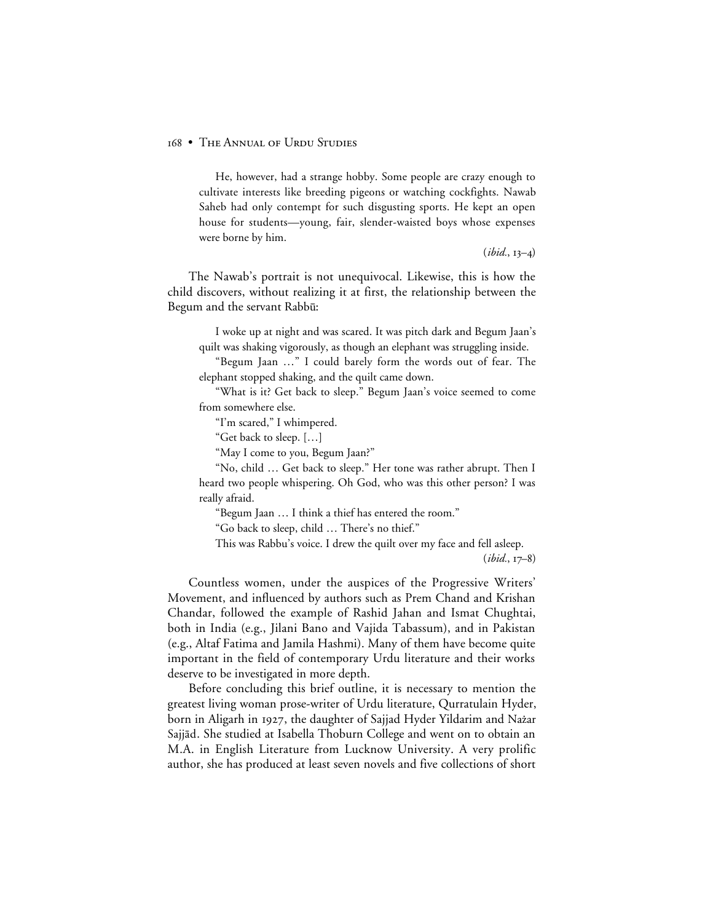> He, however, had a strange hobby. Some people are crazy enough to cultivate interests like breeding pigeons or watching cockfights. Nawab Saheb had only contempt for such disgusting sports. He kept an open house for students—young, fair, slender-waisted boys whose expenses were borne by him.
>
> (*ibid.*, 13–4)

The Nawab's portrait is not unequivocal. Likewise, this is how the child discovers, without realizing it at first, the relationship between the Begum and the servant Rabbū:

> I woke up at night and was scared. It was pitch dark and Begum Jaan's quilt was shaking vigorously, as though an elephant was struggling inside.
>
> "Begum Jaan …" I could barely form the words out of fear. The elephant stopped shaking, and the quilt came down.
>
> "What is it? Get back to sleep." Begum Jaan's voice seemed to come from somewhere else.
>
> "I'm scared," I whimpered.
>
> "Get back to sleep. […]
>
> "May I come to you, Begum Jaan?"
>
> "No, child … Get back to sleep." Her tone was rather abrupt. Then I heard two people whispering. Oh God, who was this other person? I was really afraid.
>
> "Begum Jaan … I think a thief has entered the room."
>
> "Go back to sleep, child … There's no thief."
>
> This was Rabbu's voice. I drew the quilt over my face and fell asleep.
>
> (*ibid.*, 17–8)

Countless women, under the auspices of the Progressive Writers' Movement, and influenced by authors such as Prem Chand and Krishan Chandar, followed the example of Rashid Jahan and Ismat Chughtai, both in India (e.g., Jilani Bano and Vajida Tabassum), and in Pakistan (e.g., Altaf Fatima and Jamila Hashmi). Many of them have become quite important in the field of contemporary Urdu literature and their works deserve to be investigated in more depth.

Before concluding this brief outline, it is necessary to mention the greatest living woman prose-writer of Urdu literature, Qurratulain Hyder, born in Aligarh in 1927, the daughter of Sajjad Hyder Yildarim and Nażar Sajjād. She studied at Isabella Thoburn College and went on to obtain an M.A. in English Literature from Lucknow University. A very prolific author, she has produced at least seven novels and five collections of short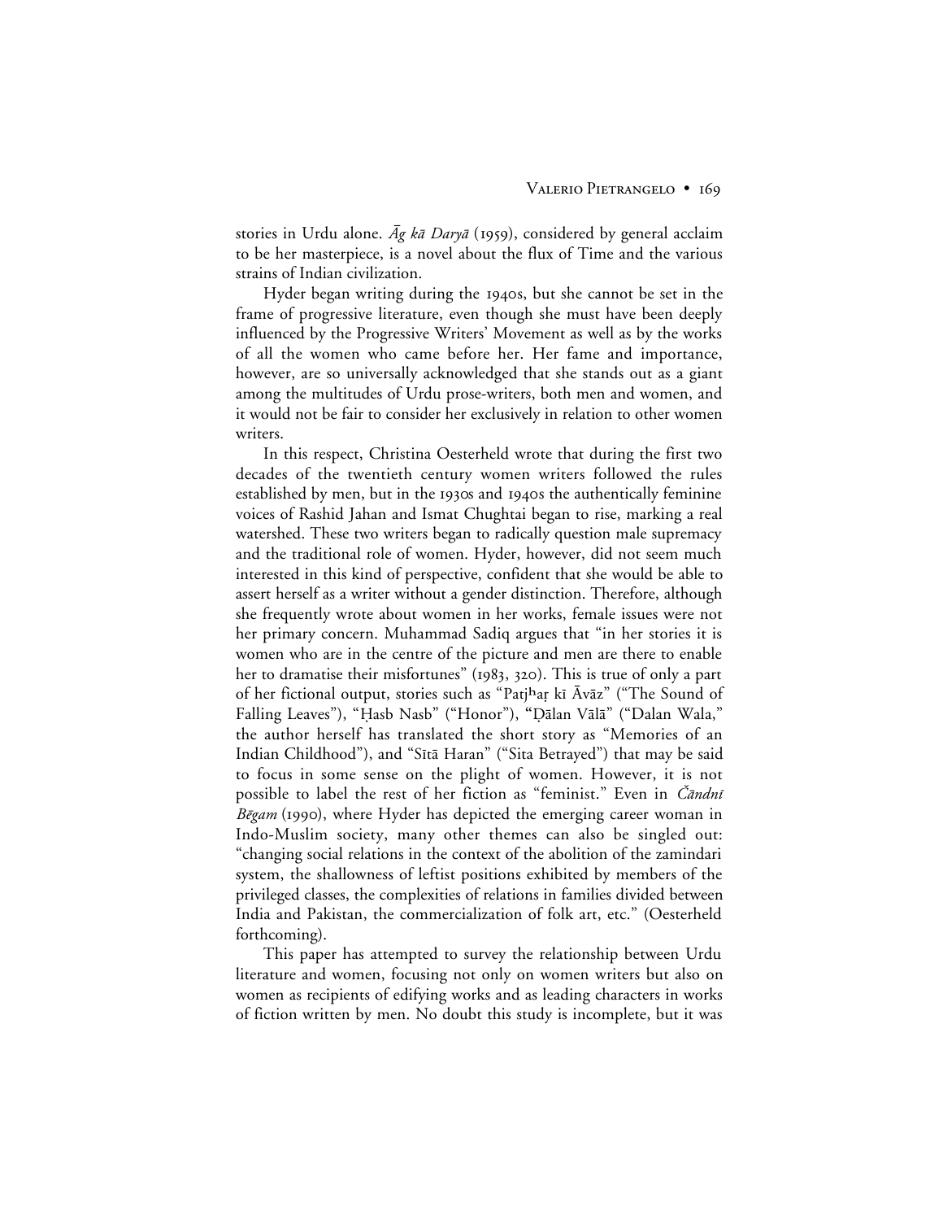stories in Urdu alone. *Āg kā Daryā* (1959), considered by general acclaim to be her masterpiece, is a novel about the flux of Time and the various strains of Indian civilization.

Hyder began writing during the 1940s, but she cannot be set in the frame of progressive literature, even though she must have been deeply influenced by the Progressive Writers' Movement as well as by the works of all the women who came before her. Her fame and importance, however, are so universally acknowledged that she stands out as a giant among the multitudes of Urdu prose-writers, both men and women, and it would not be fair to consider her exclusively in relation to other women writers.

In this respect, Christina Oesterheld wrote that during the first two decades of the twentieth century women writers followed the rules established by men, but in the 1930s and 1940s the authentically feminine voices of Rashid Jahan and Ismat Chughtai began to rise, marking a real watershed. These two writers began to radically question male supremacy and the traditional role of women. Hyder, however, did not seem much interested in this kind of perspective, confident that she would be able to assert herself as a writer without a gender distinction. Therefore, although she frequently wrote about women in her works, female issues were not her primary concern. Muhammad Sadiq argues that "in her stories it is women who are in the centre of the picture and men are there to enable her to dramatise their misfortunes" (1983, 320). This is true of only a part of her fictional output, stories such as "Patjʰaṛ kī Āvāz" ("The Sound of Falling Leaves"), "Ḥasb Nasb" ("Honor"), "Ḍālan Vālā" ("Dalan Wala," the author herself has translated the short story as "Memories of an Indian Childhood"), and "Sītā Haran" ("Sita Betrayed") that may be said to focus in some sense on the plight of women. However, it is not possible to label the rest of her fiction as "feminist." Even in *Čāndnī Bēgam* (1990), where Hyder has depicted the emerging career woman in Indo-Muslim society, many other themes can also be singled out: "changing social relations in the context of the abolition of the zamindari system, the shallowness of leftist positions exhibited by members of the privileged classes, the complexities of relations in families divided between India and Pakistan, the commercialization of folk art, etc." (Oesterheld forthcoming).

This paper has attempted to survey the relationship between Urdu literature and women, focusing not only on women writers but also on women as recipients of edifying works and as leading characters in works of fiction written by men. No doubt this study is incomplete, but it was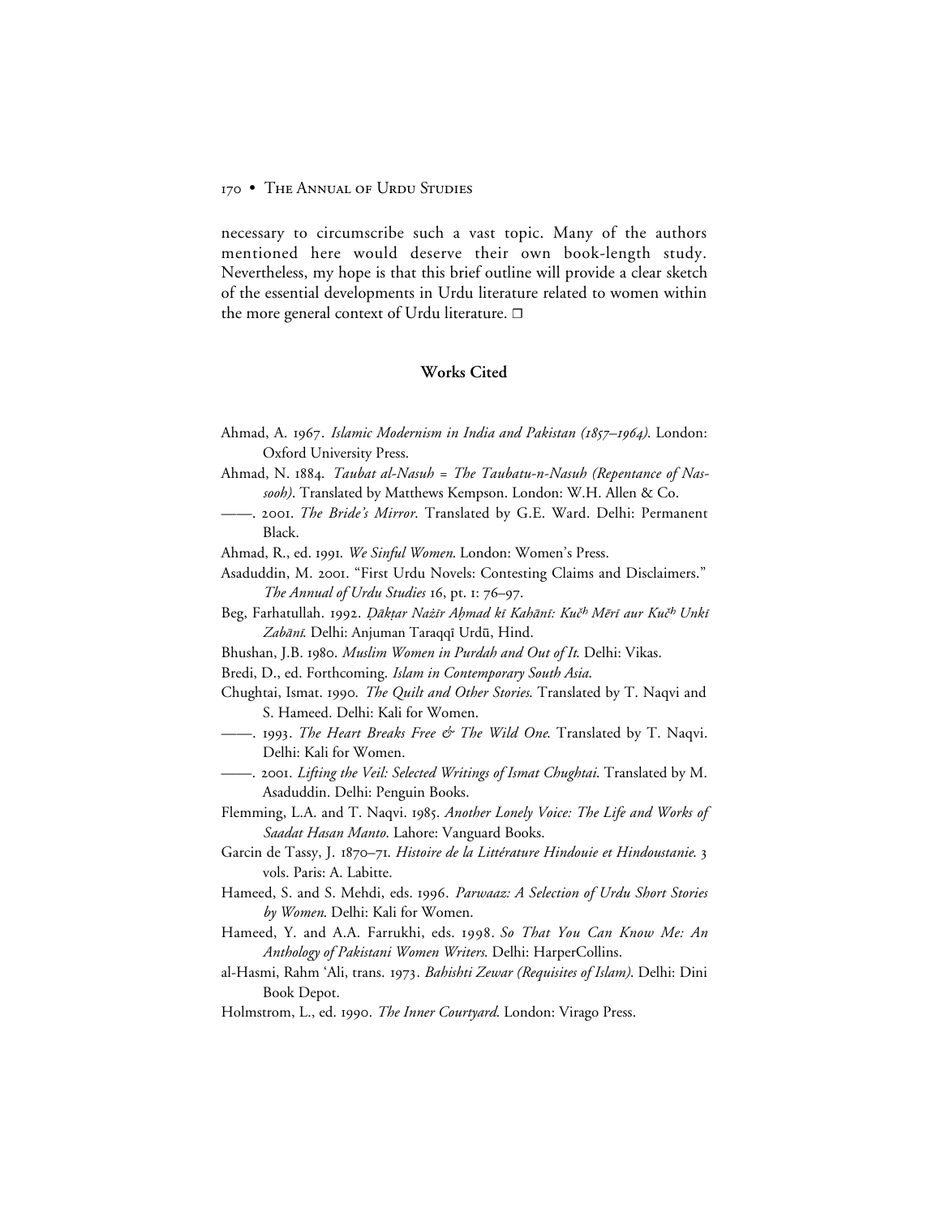necessary to circumscribe such a vast topic. Many of the authors mentioned here would deserve their own book-length study. Nevertheless, my hope is that this brief outline will provide a clear sketch of the essential developments in Urdu literature related to women within the more general context of Urdu literature. ❐

## Works Cited

Ahmad, A. 1967. *Islamic Modernism in India and Pakistan (1857–1964)*. London: Oxford University Press.

Ahmad, N. 1884. *Taubat al-Nasuh = The Taubatu-n-Nasuh (Repentance of Nassooh)*. Translated by Matthews Kempson. London: W.H. Allen & Co.

——. 2001. *The Bride's Mirror*. Translated by G.E. Ward. Delhi: Permanent Black.

Ahmad, R., ed. 1991. *We Sinful Women*. London: Women's Press.

Asaduddin, M. 2001. "First Urdu Novels: Contesting Claims and Disclaimers." *The Annual of Urdu Studies* 16, pt. 1: 76–97.

Beg, Farhatullah. 1992. *Ḍākṭar Naẕīr Aḥmad kī Kahānī: Kuč^h Mērī aur Kuč^h Unkī Zabānī*. Delhi: Anjuman Taraqqī Urdū, Hind.

Bhushan, J.B. 1980. *Muslim Women in Purdah and Out of It*. Delhi: Vikas.

Bredi, D., ed. Forthcoming. *Islam in Contemporary South Asia.*

Chughtai, Ismat. 1990. *The Quilt and Other Stories*. Translated by T. Naqvi and S. Hameed. Delhi: Kali for Women.

——. 1993. *The Heart Breaks Free & The Wild One*. Translated by T. Naqvi. Delhi: Kali for Women.

——. 2001. *Lifting the Veil: Selected Writings of Ismat Chughtai*. Translated by M. Asaduddin. Delhi: Penguin Books.

Flemming, L.A. and T. Naqvi. 1985. *Another Lonely Voice: The Life and Works of Saadat Hasan Manto*. Lahore: Vanguard Books.

Garcin de Tassy, J. 1870–71. *Histoire de la Littérature Hindouie et Hindoustanie*. 3 vols. Paris: A. Labitte.

Hameed, S. and S. Mehdi, eds. 1996. *Parwaaz: A Selection of Urdu Short Stories by Women*. Delhi: Kali for Women.

Hameed, Y. and A.A. Farrukhi, eds. 1998. *So That You Can Know Me: An Anthology of Pakistani Women Writers*. Delhi: HarperCollins.

al-Hasmi, Rahm 'Ali, trans. 1973. *Bahishti Zewar (Requisites of Islam)*. Delhi: Dini Book Depot.

Holmstrom, L., ed. 1990. *The Inner Courtyard*. London: Virago Press.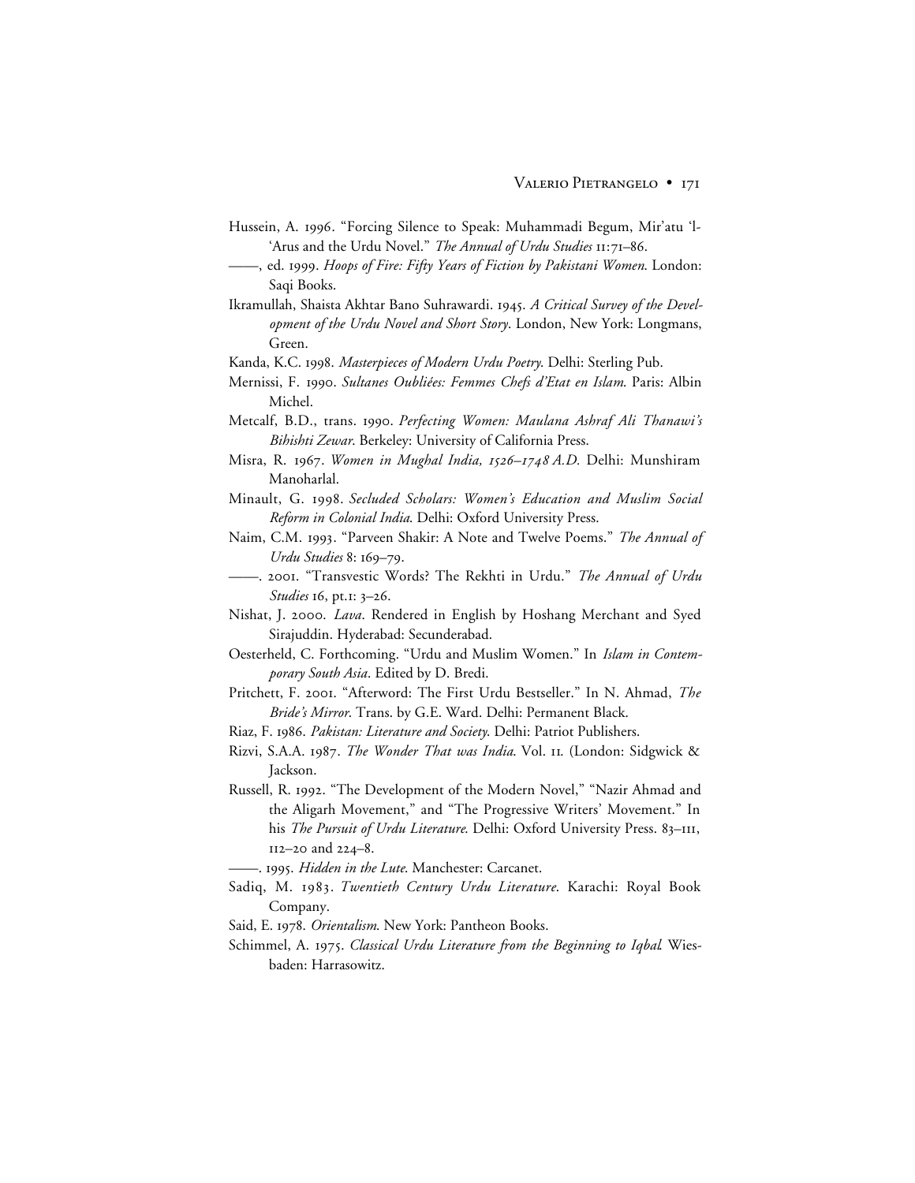Hussein, A. 1996. "Forcing Silence to Speak: Muhammadi Begum, Mir'atu 'l-'Arus and the Urdu Novel." *The Annual of Urdu Studies* 11:71–86.

——, ed. 1999. *Hoops of Fire: Fifty Years of Fiction by Pakistani Women*. London: Saqi Books.

Ikramullah, Shaista Akhtar Bano Suhrawardi. 1945. *A Critical Survey of the Development of the Urdu Novel and Short Story*. London, New York: Longmans, Green.

Kanda, K.C. 1998. *Masterpieces of Modern Urdu Poetry*. Delhi: Sterling Pub.

Mernissi, F. 1990. *Sultanes Oubliées: Femmes Chefs d'Etat en Islam*. Paris: Albin Michel.

Metcalf, B.D., trans. 1990. *Perfecting Women: Maulana Ashraf Ali Thanawi's Bihishti Zewar*. Berkeley: University of California Press.

Misra, R. 1967. *Women in Mughal India, 1526–1748 A.D.* Delhi: Munshiram Manoharlal.

Minault, G. 1998. *Secluded Scholars: Women's Education and Muslim Social Reform in Colonial India*. Delhi: Oxford University Press.

Naim, C.M. 1993. "Parveen Shakir: A Note and Twelve Poems." *The Annual of Urdu Studies* 8: 169–79.

——. 2001. "Transvestic Words? The Rekhti in Urdu." *The Annual of Urdu Studies* 16, pt.1: 3–26.

Nishat, J. 2000. *Lava*. Rendered in English by Hoshang Merchant and Syed Sirajuddin. Hyderabad: Secunderabad.

Oesterheld, C. Forthcoming. "Urdu and Muslim Women." In *Islam in Contemporary South Asia*. Edited by D. Bredi.

Pritchett, F. 2001. "Afterword: The First Urdu Bestseller." In N. Ahmad, *The Bride's Mirror*. Trans. by G.E. Ward. Delhi: Permanent Black.

Riaz, F. 1986. *Pakistan: Literature and Society*. Delhi: Patriot Publishers.

Rizvi, S.A.A. 1987. *The Wonder That was India*. Vol. 11. (London: Sidgwick & Jackson.

Russell, R. 1992. "The Development of the Modern Novel," "Nazir Ahmad and the Aligarh Movement," and "The Progressive Writers' Movement." In his *The Pursuit of Urdu Literature*. Delhi: Oxford University Press. 83–111, 112–20 and 224–8.

——. 1995. *Hidden in the Lute*. Manchester: Carcanet.

Sadiq, M. 1983. *Twentieth Century Urdu Literature*. Karachi: Royal Book Company.

Said, E. 1978. *Orientalism*. New York: Pantheon Books.

Schimmel, A. 1975. *Classical Urdu Literature from the Beginning to Iqbal*. Wiesbaden: Harrasowitz.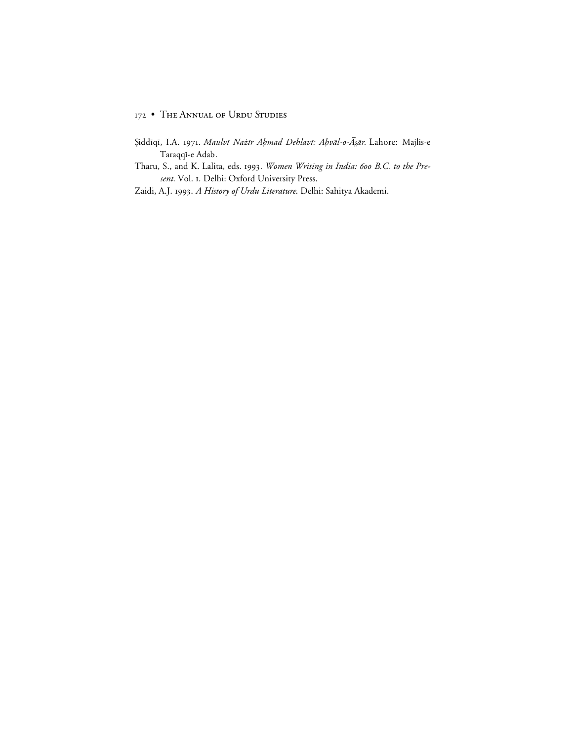Ṣiddīqī, I.A. 1971. *Maulvī Nażīr Aḥmad Dehlavī: Aḥvāl-o-Āṡār*. Lahore: Majlis-e Taraqqī-e Adab.

Tharu, S., and K. Lalita, eds. 1993. *Women Writing in India: 600 B.C. to the Present*. Vol. 1. Delhi: Oxford University Press.

Zaidi, A.J. 1993. *A History of Urdu Literature*. Delhi: Sahitya Akademi.